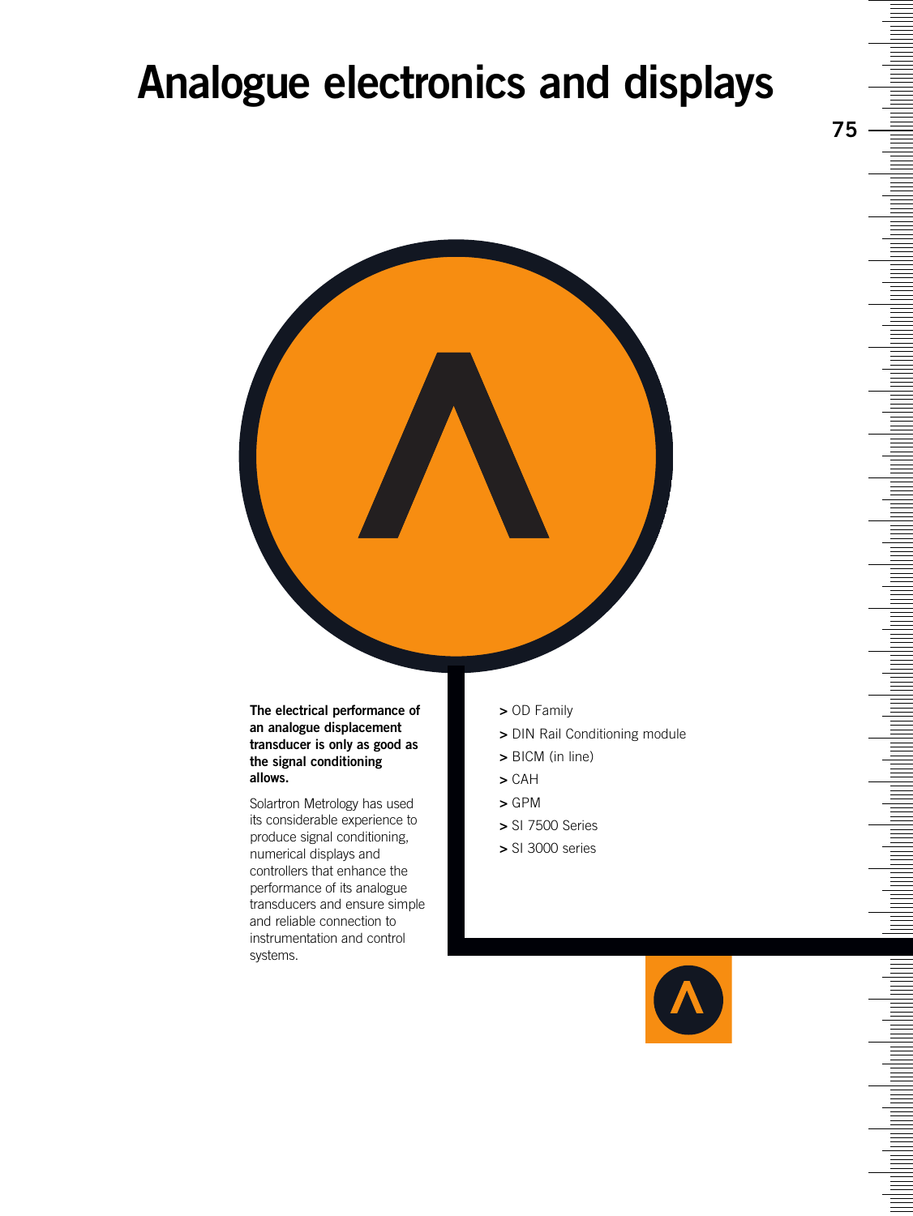# Analogue electronics and displays

**The electrical performance of an analogue displacement transducer is only as good as the signal conditioning allows.**

Solartron Metrology has used its considerable experience to produce signal conditioning, numerical displays and controllers that enhance the performance of its analogue transducers and ensure simple and reliable connection to instrumentation and control systems.

- > OD Family
- > DIN Rail Conditioning module
- > BICM (in line)
- > CAH
- > GPM
- > SI 7500 Series
- > SI 3000 series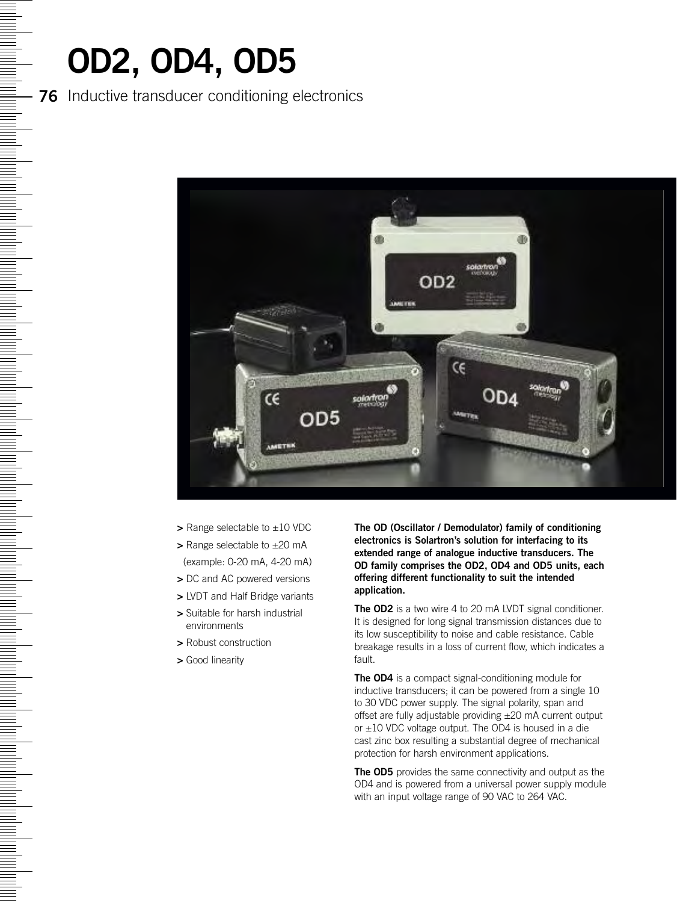# OD2, OD4, OD5

## Inductive transducer conditioning electronics

- Range selectable to ±10 VDC
- Range selectable to ±20 mA (example: 0-20 mA, 4-20 mA)
- DC and AC powered versions
- LVDT and Half Bridge variants
- Suitable for harsh industrial environments
- Robust construction
- Good linearity

**The OD (Oscillator / Demodulator) family of conditioning electronics is Solartron's solution for interfacing to its extended range of analogue inductive transducers. The OD family comprises the OD2, OD4 and OD5 units, each offering different functionality to suit the intended application.**

**The OD2** is a two wire 4 to 20 mA LVDT signal conditioner. It is designed for long signal transmission distances due to its low susceptibility to noise and cable resistance. Cable breakage results in a loss of current flow, which indicates a fault.

**The OD4** is a compact signal-conditioning module for inductive transducers; it can be powered from a single 10 to 30 VDC power supply. The signal polarity, span and offset are fully adjustable providing ±20 mA current output or ±10 VDC voltage output. The OD4 is housed in a die cast zinc box resulting a substantial degree of mechanical protection for harsh environment applications.

**The OD5** provides the same connectivity and output as the OD4 and is powered from a universal power supply module with an input voltage range of 90 VAC to 264 VAC.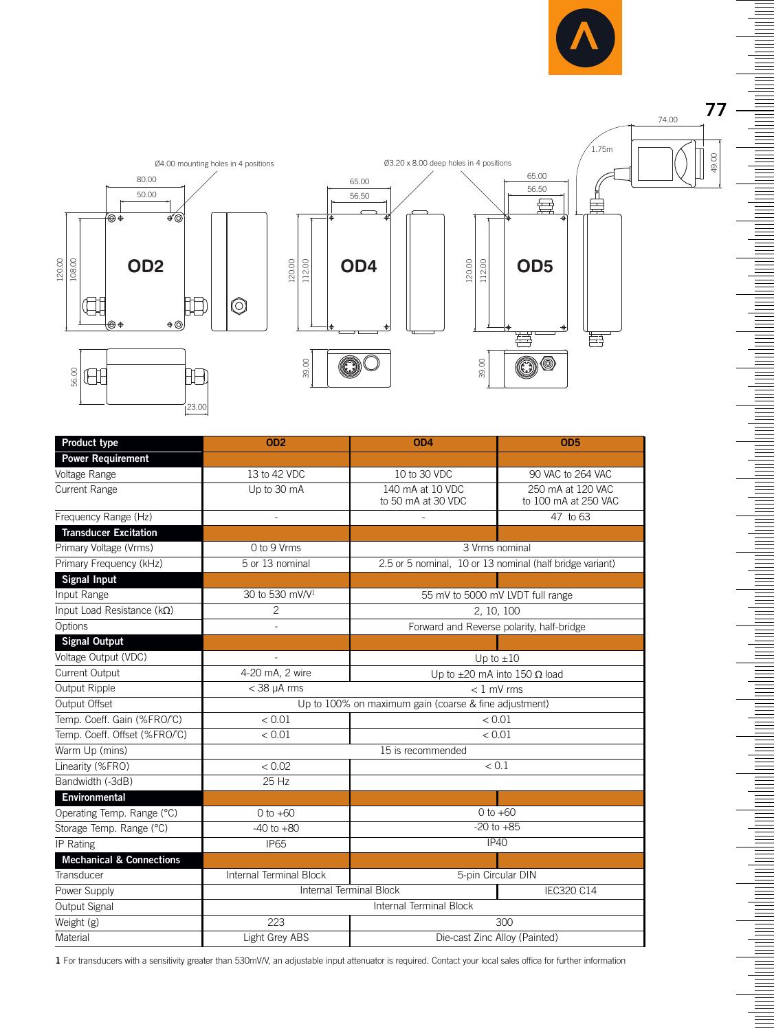| Product type | OD2 | OD4 | OD5 |
|---|---|---|---|
| **Power Requirement** | | | |
| Voltage Range | 13 to 42 VDC | 10 to 30 VDC | 90 VAC to 264 VAC |
| Current Range | Up to 30 mA | 140 mA at 10 VDC to 50 mA at 30 VDC | 250 mA at 120 VAC to 100 mA at 250 VAC |
| Frequency Range (Hz) | - | - | 47 to 63 |
| **Transducer Excitation** | | | |
| Primary Voltage (Vrms) | 0 to 9 Vrms | 3 Vrms nominal | |
| Primary Frequency (kHz) | 5 or 13 nominal | 2.5 or 5 nominal, 10 or 13 nominal (half bridge variant) | |
| **Signal Input** | | | |
| Input Range | 30 to 530 mV/V[1] | 55 mV to 5000 mV LVDT full range | |
| Input Load Resistance (kΩ) | 2 | 2, 10, 100 | |
| Options | - | Forward and Reverse polarity, half-bridge | |
| **Signal Output** | | | |
| Voltage Output (VDC) | - | Up to ±10 | |
| Current Output | 4-20 mA, 2 wire | Up to ±20 mA into 150 Ω load | |
| Output Ripple | < 38 µA rms | < 1 mV rms | |
| Output Offset | Up to 100% on maximum gain (coarse & fine adjustment) | | |
| Temp. Coeff. Gain (%FRO/°C) | < 0.01 | < 0.01 | |
| Temp. Coeff. Offset (%FRO/°C) | < 0.01 | < 0.01 | |
| Warm Up (mins) | 15 is recommended | | |
| Linearity (%FRO) | < 0.02 | < 0.1 | |
| Bandwidth (-3dB) | 25 Hz | | |
| **Environmental** | | | |
| Operating Temp. Range (°C) | 0 to +60 | 0 to +60 | |
| Storage Temp. Range (°C) | -40 to +80 | -20 to +85 | |
| IP Rating | IP65 | IP40 | |
| **Mechanical & Connections** | | | |
| Transducer | Internal Terminal Block | 5-pin Circular DIN | |
| Power Supply | Internal Terminal Block | | IEC320 C14 |
| Output Signal | Internal Terminal Block | | |
| Weight (g) | 223 | 300 | |
| Material | Light Grey ABS | Die-cast Zinc Alloy (Painted) | |

**1** For transducers with a sensitivity greater than 530mV/V, an adjustable input attenuator is required. Contact your local sales office for further information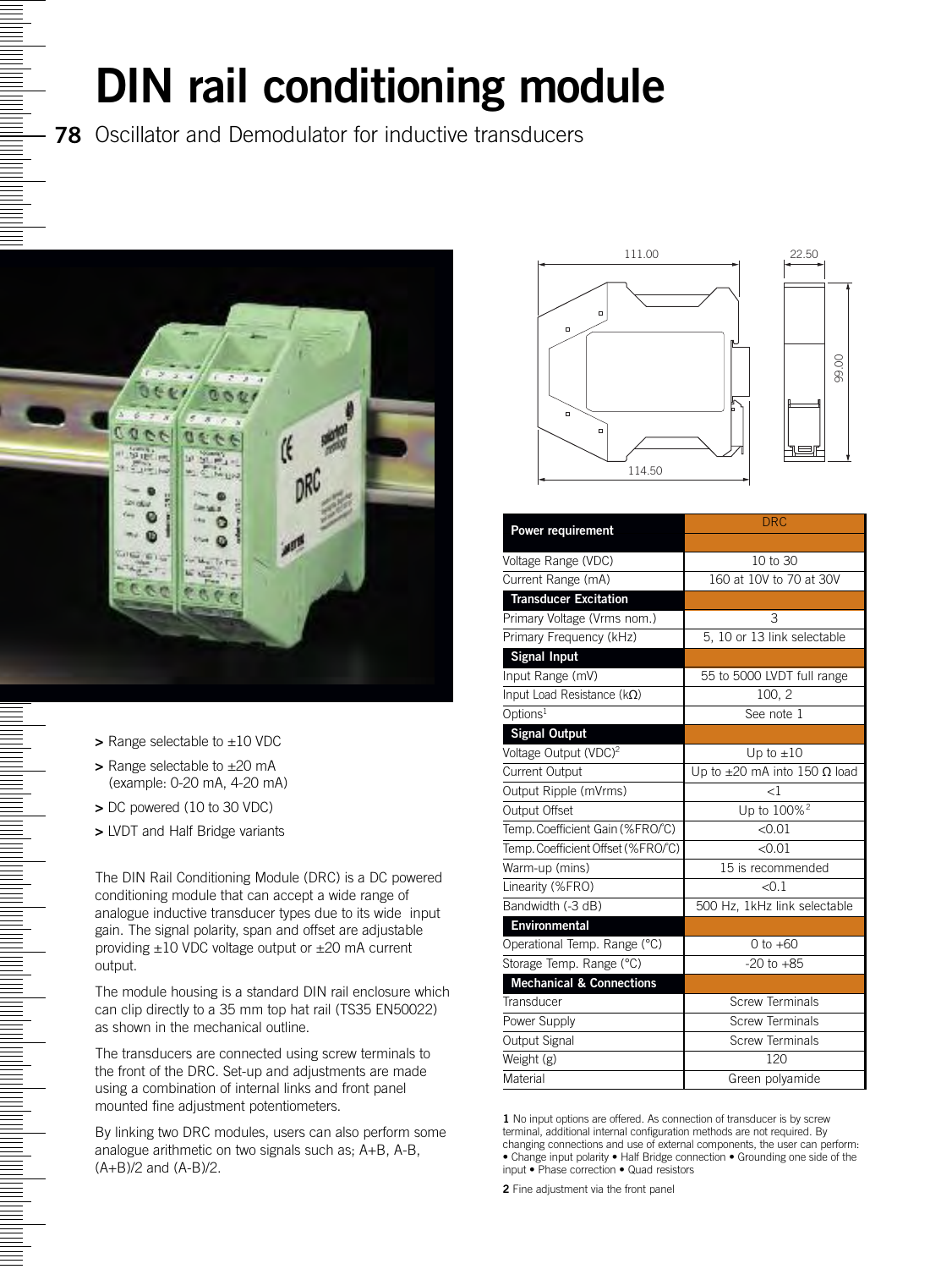# DIN rail conditioning module

## Oscillator and Demodulator for inductive transducers

> Range selectable to ±10 VDC
> Range selectable to ±20 mA (example: 0-20 mA, 4-20 mA)
> DC powered (10 to 30 VDC)
> LVDT and Half Bridge variants

The DIN Rail Conditioning Module (DRC) is a DC powered conditioning module that can accept a wide range of analogue inductive transducer types due to its wide input gain. The signal polarity, span and offset are adjustable providing ±10 VDC voltage output or ±20 mA current output.

The module housing is a standard DIN rail enclosure which can clip directly to a 35 mm top hat rail (TS35 EN50022) as shown in the mechanical outline.

The transducers are connected using screw terminals to the front of the DRC. Set-up and adjustments are made using a combination of internal links and front panel mounted fine adjustment potentiometers.

By linking two DRC modules, users can also perform some analogue arithmetic on two signals such as; A+B, A-B, (A+B)/2 and (A-B)/2.

| Power requirement | DRC |
|---|---|
| Voltage Range (VDC) | 10 to 30 |
| Current Range (mA) | 160 at 10V to 70 at 30V |
| **Transducer Excitation** | |
| Primary Voltage (Vrms nom.) | 3 |
| Primary Frequency (kHz) | 5, 10 or 13 link selectable |
| **Signal Input** | |
| Input Range (mV) | 55 to 5000 LVDT full range |
| Input Load Resistance (kΩ) | 100, 2 |
| Options[1] | See note 1 |
| **Signal Output** | |
| Voltage Output (VDC)[2] | Up to ±10 |
| Current Output | Up to ±20 mA into 150 Ω load |
| Output Ripple (mVrms) | <1 |
| Output Offset | Up to 100%[2] |
| Temp. Coefficient Gain (%FRO/°C) | <0.01 |
| Temp. Coefficient Offset (%FRO/°C) | <0.01 |
| Warm-up (mins) | 15 is recommended |
| Linearity (%FRO) | <0.1 |
| Bandwidth (-3 dB) | 500 Hz, 1kHz link selectable |
| **Environmental** | |
| Operational Temp. Range (°C) | 0 to +60 |
| Storage Temp. Range (°C) | -20 to +85 |
| **Mechanical & Connections** | |
| Transducer | Screw Terminals |
| Power Supply | Screw Terminals |
| Output Signal | Screw Terminals |
| Weight (g) | 120 |
| Material | Green polyamide |

**1** No input options are offered. As connection of transducer is by screw terminal, additional internal configuration methods are not required. By changing connections and use of external components, the user can perform: • Change input polarity • Half Bridge connection • Grounding one side of the input • Phase correction • Quad resistors

**2** Fine adjustment via the front panel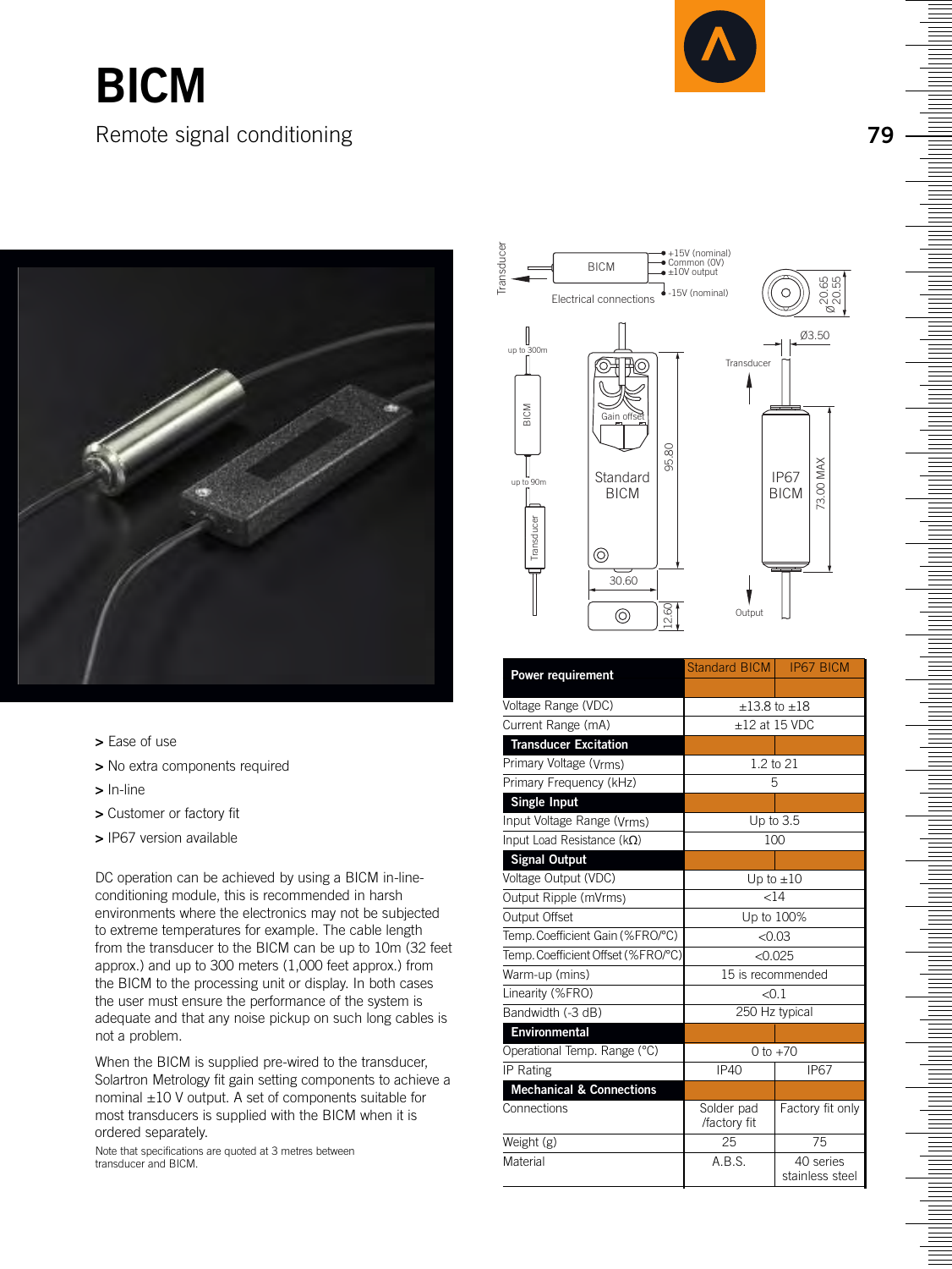# BICM

Remote signal conditioning

> Ease of use
> No extra components required
> In-line
> Customer or factory fit
> IP67 version available

DC operation can be achieved by using a BICM in-line-conditioning module, this is recommended in harsh environments where the electronics may not be subjected to extreme temperatures for example. The cable length from the transducer to the BICM can be up to 10m (32 feet approx.) and up to 300 meters (1,000 feet approx.) from the BICM to the processing unit or display. In both cases the user must ensure the performance of the system is adequate and that any noise pickup on such long cables is not a problem.

When the BICM is supplied pre-wired to the transducer, Solartron Metrology fit gain setting components to achieve a nominal ±10 V output. A set of components suitable for most transducers is supplied with the BICM when it is ordered separately.

Note that specifications are quoted at 3 metres between transducer and BICM.

| Power requirement | Standard BICM | IP67 BICM |
|---|---|---|
| Voltage Range (VDC) | ±13.8 to ±18 | |
| Current Range (mA) | ±12 at 15 VDC | |
| **Transducer Excitation** | | |
| Primary Voltage (Vrms) | 1.2 to 21 | |
| Primary Frequency (kHz) | 5 | |
| **Single Input** | | |
| Input Voltage Range (Vrms) | Up to 3.5 | |
| Input Load Resistance (kΩ) | 100 | |
| **Signal Output** | | |
| Voltage Output (VDC) | Up to ±10 | |
| Output Ripple (mVrms) | <14 | |
| Output Offset | Up to 100% | |
| Temp. Coefficient Gain (%FRO/°C) | <0.03 | |
| Temp. Coefficient Offset (%FRO/°C) | <0.025 | |
| Warm-up (mins) | 15 is recommended | |
| Linearity (%FRO) | <0.1 | |
| Bandwidth (-3 dB) | 250 Hz typical | |
| **Environmental** | | |
| Operational Temp. Range (°C) | 0 to +70 | |
| IP Rating | IP40 | IP67 |
| **Mechanical & Connections** | | |
| Connections | Solder pad /factory fit | Factory fit only |
| Weight (g) | 25 | 75 |
| Material | A.B.S. | 40 series stainless steel |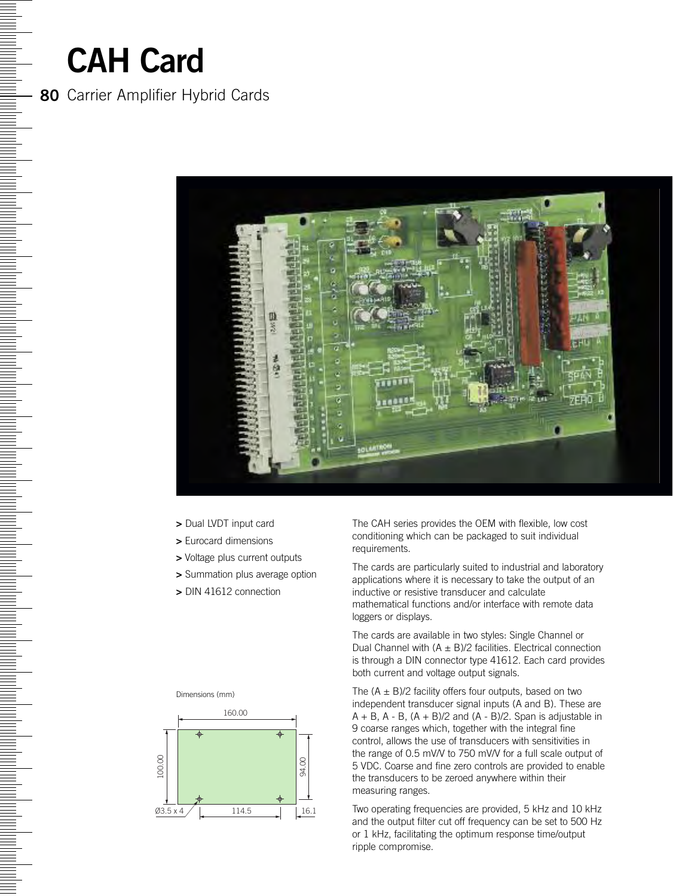# CAH Card

## Carrier Amplifier Hybrid Cards

> Dual LVDT input card
> Eurocard dimensions
> Voltage plus current outputs
> Summation plus average option
> DIN 41612 connection

Dimensions (mm)

160.00

100.00

94.00

Ø3.5 x 4

114.5

16.1

The CAH series provides the OEM with flexible, low cost conditioning which can be packaged to suit individual requirements.

The cards are particularly suited to industrial and laboratory applications where it is necessary to take the output of an inductive or resistive transducer and calculate mathematical functions and/or interface with remote data loggers or displays.

The cards are available in two styles: Single Channel or Dual Channel with (A ± B)/2 facilities. Electrical connection is through a DIN connector type 41612. Each card provides both current and voltage output signals.

The (A ± B)/2 facility offers four outputs, based on two independent transducer signal inputs (A and B). These are A + B, A - B, (A + B)/2 and (A - B)/2. Span is adjustable in 9 coarse ranges which, together with the integral fine control, allows the use of transducers with sensitivities in the range of 0.5 mV/V to 750 mV/V for a full scale output of 5 VDC. Coarse and fine zero controls are provided to enable the transducers to be zeroed anywhere within their measuring ranges.

Two operating frequencies are provided, 5 kHz and 10 kHz and the output filter cut off frequency can be set to 500 Hz or 1 kHz, facilitating the optimum response time/output ripple compromise.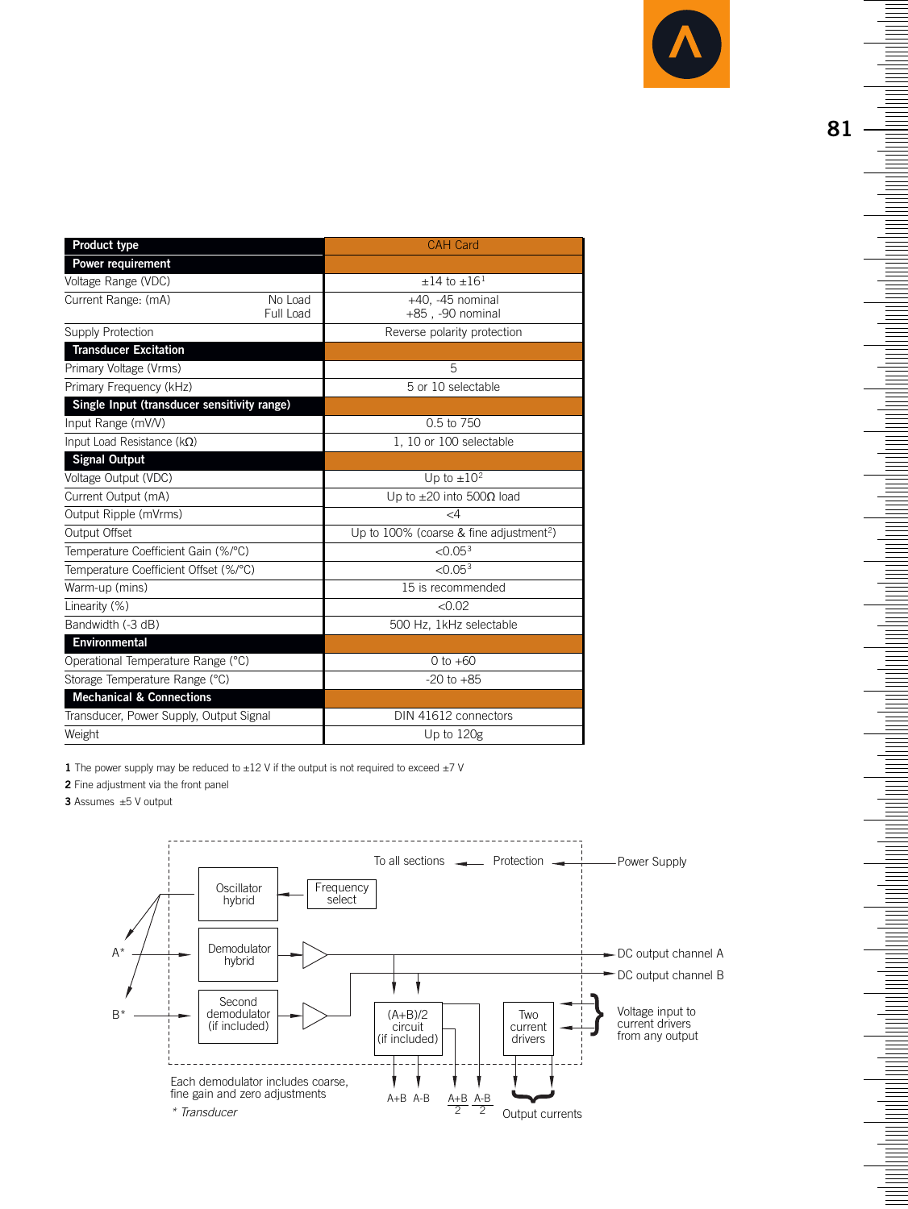| Product type | CAH Card |
|---|---|
| **Power requirement** | |
| Voltage Range (VDC) | ±14 to ±16[1] |
| Current Range: (mA) No Load / Full Load | +40, -45 nominal / +85 , -90 nominal |
| Supply Protection | Reverse polarity protection |
| **Transducer Excitation** | |
| Primary Voltage (Vrms) | 5 |
| Primary Frequency (kHz) | 5 or 10 selectable |
| **Single Input (transducer sensitivity range)** | |
| Input Range (mV/V) | 0.5 to 750 |
| Input Load Resistance (kΩ) | 1, 10 or 100 selectable |
| **Signal Output** | |
| Voltage Output (VDC) | Up to ±10[2] |
| Current Output (mA) | Up to ±20 into 500Ω load |
| Output Ripple (mVrms) | <4 |
| Output Offset | Up to 100% (coarse & fine adjustment[2]) |
| Temperature Coefficient Gain (%/°C) | <0.05[3] |
| Temperature Coefficient Offset (%/°C) | <0.05[3] |
| Warm-up (mins) | 15 is recommended |
| Linearity (%) | <0.02 |
| Bandwidth (-3 dB) | 500 Hz, 1kHz selectable |
| **Environmental** | |
| Operational Temperature Range (°C) | 0 to +60 |
| Storage Temperature Range (°C) | -20 to +85 |
| **Mechanical & Connections** | |
| Transducer, Power Supply, Output Signal | DIN 41612 connectors |
| Weight | Up to 120g |

**1** The power supply may be reduced to ±12 V if the output is not required to exceed ±7 V

**2** Fine adjustment via the front panel

**3** Assumes ±5 V output

Power Supply → Protection → To all sections

Oscillator hybrid ← Frequency select

A* → Demodulator hybrid → DC output channel A

B* → Second demodulator (if included) → DC output channel B

(A+B)/2 circuit (if included): A+B, A-B, $\frac{A+B}{2}$, $\frac{A-B}{2}$

Two current drivers → Output currents

Voltage input to current drivers from any output

Each demodulator includes coarse, fine gain and zero adjustments

*\* Transducer*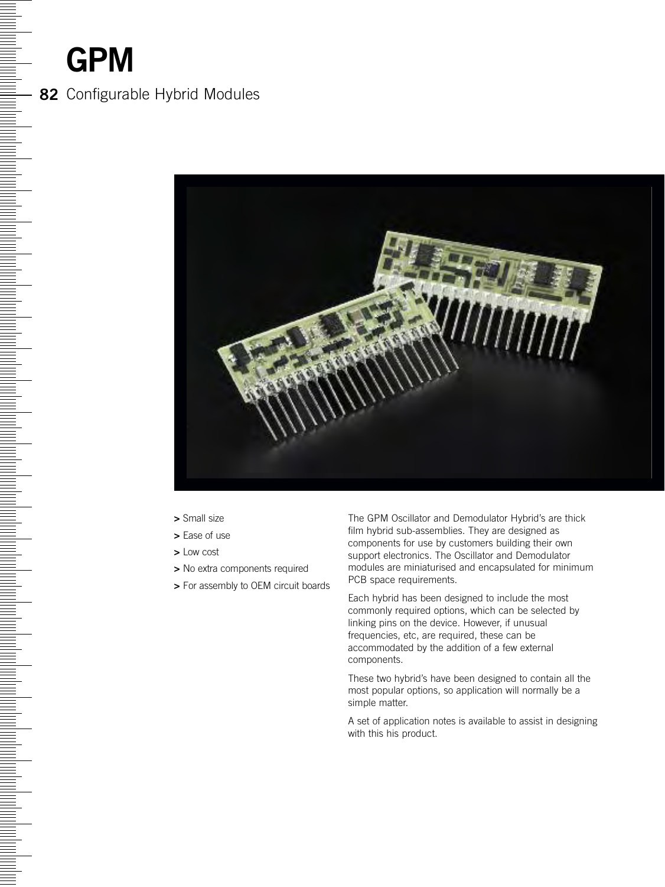# GPM

## Configurable Hybrid Modules

> Small size
> Ease of use
> Low cost
> No extra components required
> For assembly to OEM circuit boards

The GPM Oscillator and Demodulator Hybrid's are thick film hybrid sub-assemblies. They are designed as components for use by customers building their own support electronics. The Oscillator and Demodulator modules are miniaturised and encapsulated for minimum PCB space requirements.

Each hybrid has been designed to include the most commonly required options, which can be selected by linking pins on the device. However, if unusual frequencies, etc, are required, these can be accommodated by the addition of a few external components.

These two hybrid's have been designed to contain all the most popular options, so application will normally be a simple matter.

A set of application notes is available to assist in designing with this his product.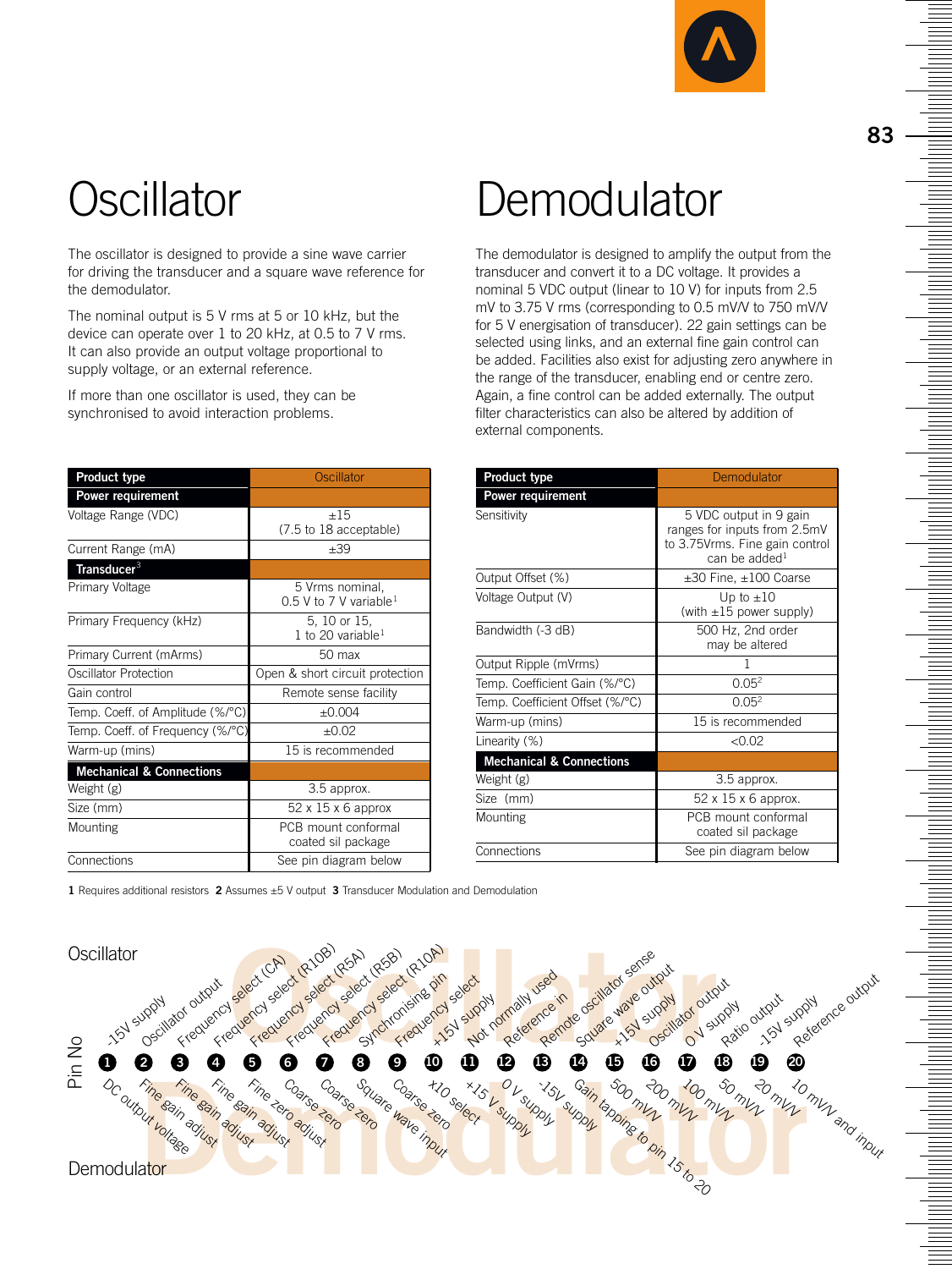# Oscillator

The oscillator is designed to provide a sine wave carrier for driving the transducer and a square wave reference for the demodulator.

The nominal output is 5 V rms at 5 or 10 kHz, but the device can operate over 1 to 20 kHz, at 0.5 to 7 V rms. It can also provide an output voltage proportional to supply voltage, or an external reference.

If more than one oscillator is used, they can be synchronised to avoid interaction problems.

| Product type | Oscillator |
|---|---|
| **Power requirement** | |
| Voltage Range (VDC) | ±15 (7.5 to 18 acceptable) |
| Current Range (mA) | ±39 |
| **Transducer**[3] | |
| Primary Voltage | 5 Vrms nominal, 0.5 V to 7 V variable[1] |
| Primary Frequency (kHz) | 5, 10 or 15, 1 to 20 variable[1] |
| Primary Current (mArms) | 50 max |
| Oscillator Protection | Open & short circuit protection |
| Gain control | Remote sense facility |
| Temp. Coeff. of Amplitude (%/°C) | ±0.004 |
| Temp. Coeff. of Frequency (%/°C) | ±0.02 |
| Warm-up (mins) | 15 is recommended |
| **Mechanical & Connections** | |
| Weight (g) | 3.5 approx. |
| Size (mm) | 52 x 15 x 6 approx |
| Mounting | PCB mount conformal coated sil package |
| Connections | See pin diagram below |

# Demodulator

The demodulator is designed to amplify the output from the transducer and convert it to a DC voltage. It provides a nominal 5 VDC output (linear to 10 V) for inputs from 2.5 mV to 3.75 V rms (corresponding to 0.5 mV/V to 750 mV/V for 5 V energisation of transducer). 22 gain settings can be selected using links, and an external fine gain control can be added. Facilities also exist for adjusting zero anywhere in the range of the transducer, enabling end or centre zero. Again, a fine control can be added externally. The output filter characteristics can also be altered by addition of external components.

| Product type | Demodulator |
|---|---|
| **Power requirement** | |
| Sensitivity | 5 VDC output in 9 gain ranges for inputs from 2.5mV to 3.75Vrms. Fine gain control can be added[1] |
| Output Offset (%) | ±30 Fine, ±100 Coarse |
| Voltage Output (V) | Up to ±10 (with ±15 power supply) |
| Bandwidth (-3 dB) | 500 Hz, 2nd order may be altered |
| Output Ripple (mVrms) | 1 |
| Temp. Coefficient Gain (%/°C) | 0.05[2] |
| Temp. Coefficient Offset (%/°C) | 0.05[2] |
| Warm-up (mins) | 15 is recommended |
| Linearity (%) | <0.02 |
| **Mechanical & Connections** | |
| Weight (g) | 3.5 approx. |
| Size (mm) | 52 x 15 x 6 approx. |
| Mounting | PCB mount conformal coated sil package |
| Connections | See pin diagram below |

**1** Requires additional resistors **2** Assumes ±5 V output **3** Transducer Modulation and Demodulation

| Pin No | Oscillator | Demodulator |
|---|---|---|
| 1 | -15V supply | DC output voltage |
| 2 | Oscillator output | Fine gain adjust |
| 3 | Frequency select (CA) | Fine gain adjust |
| 4 | Frequency select (R10B) | Fine gain adjust |
| 5 | Frequency select (R5A) | Fine zero adjust |
| 6 | Frequency select (R5B) | Coarse zero |
| 7 | Frequency select (R10A) | Coarse zero |
| 8 | Synchronising pin | Square wave input |
| 9 | Frequency select | Coarse zero |
| 10 | +15V supply | x10 select |
| 11 | Not normally used | +15 V supply |
| 12 | Reference in | 0 V supply |
| 13 | Remote oscillator sense | -15V supply |
| 14 | Square wave output | Gain tapping to pin 15 to 20 |
| 15 | +15V supply | 500 mV/V |
| 16 | Oscillator output | 200 mV/V |
| 17 | 0 V supply | 100 mV/V |
| 18 | Ratio output | 50 mV/V |
| 19 | -15V supply | 20 mV/V |
| 20 | Reference output | 10 mV/V and input |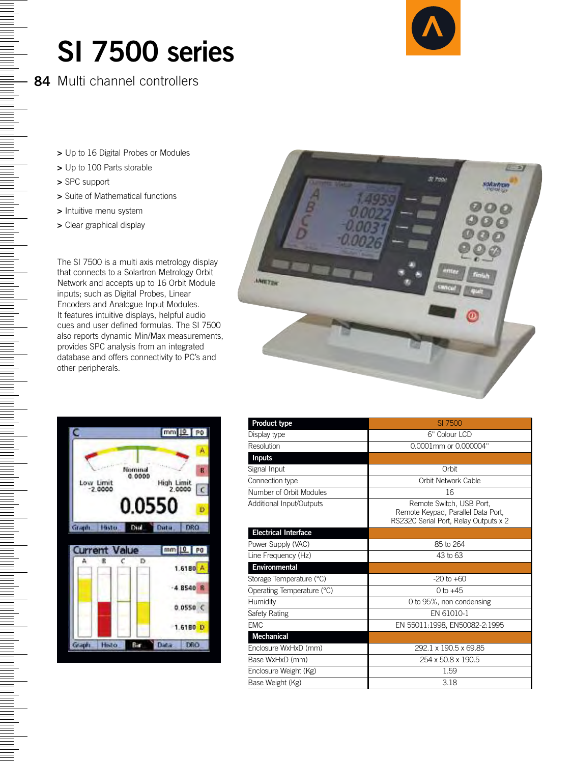# SI 7500 series

## 84 Multi channel controllers

> Up to 16 Digital Probes or Modules
> Up to 100 Parts storable
> SPC support
> Suite of Mathematical functions
> Intuitive menu system
> Clear graphical display

The SI 7500 is a multi axis metrology display that connects to a Solartron Metrology Orbit Network and accepts up to 16 Orbit Module inputs; such as Digital Probes, Linear Encoders and Analogue Input Modules. It features intuitive displays, helpful audio cues and user defined formulas. The SI 7500 also reports dynamic Min/Max measurements, provides SPC analysis from an integrated database and offers connectivity to PC's and other peripherals.

| Product type | SI 7500 |
|---|---|
| Display type | 6" Colour LCD |
| Resolution | 0.0001mm or 0.000004" |
| **Inputs** | |
| Signal Input | Orbit |
| Connection type | Orbit Network Cable |
| Number of Orbit Modules | 16 |
| Additional Input/Outputs | Remote Switch, USB Port, Remote Keypad, Parallel Data Port, RS232C Serial Port, Relay Outputs x 2 |
| **Electrical Interface** | |
| Power Supply (VAC) | 85 to 264 |
| Line Frequency (Hz) | 43 to 63 |
| **Environmental** | |
| Storage Temperature (°C) | -20 to +60 |
| Operating Temperature (°C) | 0 to +45 |
| Humidity | 0 to 95%, non condensing |
| Safety Rating | EN 61010-1 |
| EMC | EN 55011:1998, EN50082-2:1995 |
| **Mechanical** | |
| Enclosure WxHxD (mm) | 292.1 x 190.5 x 69.85 |
| Base WxHxD (mm) | 254 x 50.8 x 190.5 |
| Enclosure Weight (Kg) | 1.59 |
| Base Weight (Kg) | 3.18 |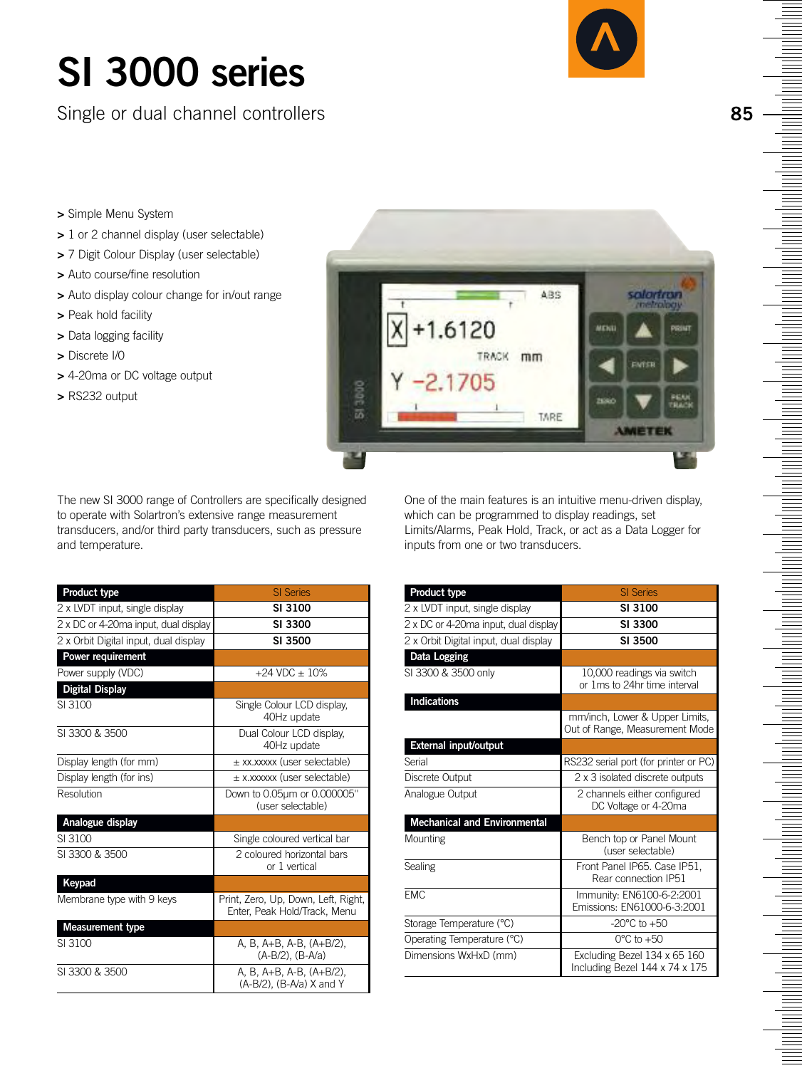# SI 3000 series

Single or dual channel controllers

- > Simple Menu System
- > 1 or 2 channel display (user selectable)
- > 7 Digit Colour Display (user selectable)
- > Auto course/fine resolution
- > Auto display colour change for in/out range
- > Peak hold facility
- > Data logging facility
- > Discrete I/O
- > 4-20ma or DC voltage output
- > RS232 output

The new SI 3000 range of Controllers are specifically designed to operate with Solartron's extensive range measurement transducers, and/or third party transducers, such as pressure and temperature.

One of the main features is an intuitive menu-driven display, which can be programmed to display readings, set Limits/Alarms, Peak Hold, Track, or act as a Data Logger for inputs from one or two transducers.

| **Product type** | SI Series |
|---|---|
| 2 x LVDT input, single display | **SI 3100** |
| 2 x DC or 4-20ma input, dual display | **SI 3300** |
| 2 x Orbit Digital input, dual display | **SI 3500** |
| **Power requirement** | |
| Power supply (VDC) | +24 VDC ± 10% |
| **Digital Display** | |
| SI 3100 | Single Colour LCD display, 40Hz update |
| SI 3300 & 3500 | Dual Colour LCD display, 40Hz update |
| Display length (for mm) | ± xx.xxxxx (user selectable) |
| Display length (for ins) | ± x.xxxxxx (user selectable) |
| Resolution | Down to 0.05μm or 0.000005" (user selectable) |
| **Analogue display** | |
| SI 3100 | Single coloured vertical bar |
| SI 3300 & 3500 | 2 coloured horizontal bars or 1 vertical |
| **Keypad** | |
| Membrane type with 9 keys | Print, Zero, Up, Down, Left, Right, Enter, Peak Hold/Track, Menu |
| **Measurement type** | |
| SI 3100 | A, B, A+B, A-B, (A+B/2), (A-B/2), (B-A/a) |
| SI 3300 & 3500 | A, B, A+B, A-B, (A+B/2), (A-B/2), (B-A/a) X and Y |

| **Product type** | SI Series |
|---|---|
| 2 x LVDT input, single display | **SI 3100** |
| 2 x DC or 4-20ma input, dual display | **SI 3300** |
| 2 x Orbit Digital input, dual display | **SI 3500** |
| **Data Logging** | |
| SI 3300 & 3500 only | 10,000 readings via switch or 1ms to 24hr time interval |
| **Indications** | |
| | mm/inch, Lower & Upper Limits, Out of Range, Measurement Mode |
| **External input/output** | |
| Serial | RS232 serial port (for printer or PC) |
| Discrete Output | 2 x 3 isolated discrete outputs |
| Analogue Output | 2 channels either configured DC Voltage or 4-20ma |
| **Mechanical and Environmental** | |
| Mounting | Bench top or Panel Mount (user selectable) |
| Sealing | Front Panel IP65. Case IP51, Rear connection IP51 |
| EMC | Immunity: EN6100-6-2:2001 Emissions: EN61000-6-3:2001 |
| Storage Temperature (°C) | -20°C to +50 |
| Operating Temperature (°C) | 0°C to +50 |
| Dimensions WxHxD (mm) | Excluding Bezel 134 x 65 160 Including Bezel 144 x 74 x 175 |